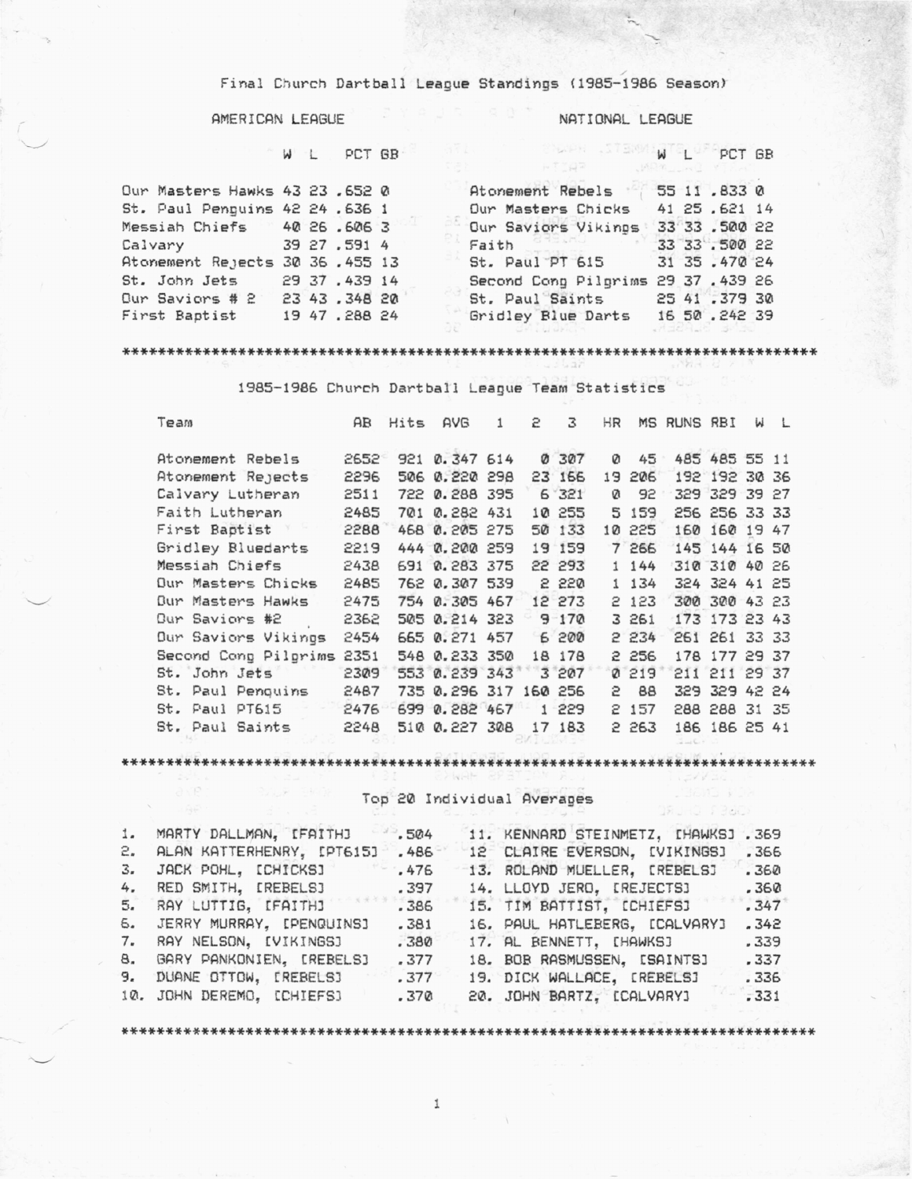# Final Church Dartball League Standings (1985-1986 Season)

## AMERICAN LEAGUE

| | W | L | PCT | GB |
|---|---|---|---|---|
| Our Masters Hawks | 43 | 23 | .652 | 0 |
| St. Paul Penguins | 42 | 24 | .636 | 1 |
| Messiah Chiefs | 40 | 26 | .606 | 3 |
| Calvary | 39 | 27 | .591 | 4 |
| Atonement Rejects | 30 | 36 | .455 | 13 |
| St. John Jets | 29 | 37 | .439 | 14 |
| Our Saviors # 2 | 23 | 43 | .348 | 20 |
| First Baptist | 19 | 47 | .288 | 24 |

## NATIONAL LEAGUE

| | W | L | PCT | GB |
|---|---|---|---|---|
| Atonement Rebels | 55 | 11 | .833 | 0 |
| Our Masters Chicks | 41 | 25 | .621 | 14 |
| Our Saviors Vikings | 33 | 33 | .500 | 22 |
| Faith | 33 | 33 | .500 | 22 |
| St. Paul PT 615 | 31 | 35 | .470 | 24 |
| Second Cong Pilgrims | 29 | 37 | .439 | 26 |
| St. Paul Saints | 25 | 41 | .379 | 30 |
| Gridley Blue Darts | 16 | 50 | .242 | 39 |

*****************************************************************************

## 1985-1986 Church Dartball League Team Statistics

| Team | AB | Hits | AVG | 1 | 2 | 3 | HR | MS | RUNS | RBI | W | L |
|---|---|---|---|---|---|---|---|---|---|---|---|---|
| Atonement Rebels | 2652 | 921 | 0.347 | 614 | 0 | 307 | 0 | 45 | 485 | 485 | 55 | 11 |
| Atonement Rejects | 2296 | 506 | 0.220 | 298 | 23 | 166 | 19 | 206 | 192 | 192 | 30 | 36 |
| Calvary Lutheran | 2511 | 722 | 0.288 | 395 | 6 | 321 | 0 | 92 | 329 | 329 | 39 | 27 |
| Faith Lutheran | 2485 | 701 | 0.282 | 431 | 10 | 255 | 5 | 159 | 256 | 256 | 33 | 33 |
| First Baptist | 2288 | 468 | 0.205 | 275 | 50 | 133 | 10 | 225 | 160 | 160 | 19 | 47 |
| Gridley Bluedarts | 2219 | 444 | 0.200 | 259 | 19 | 159 | 7 | 266 | 145 | 144 | 16 | 50 |
| Messiah Chiefs | 2438 | 691 | 0.283 | 375 | 22 | 293 | 1 | 144 | 310 | 310 | 40 | 26 |
| Our Masters Chicks | 2485 | 762 | 0.307 | 539 | 2 | 220 | 1 | 134 | 324 | 324 | 41 | 25 |
| Our Masters Hawks | 2475 | 754 | 0.305 | 467 | 12 | 273 | 2 | 123 | 300 | 300 | 43 | 23 |
| Our Saviors #2 | 2362 | 505 | 0.214 | 323 | 9 | 170 | 3 | 261 | 173 | 173 | 23 | 43 |
| Our Saviors Vikings | 2454 | 665 | 0.271 | 457 | 6 | 200 | 2 | 234 | 261 | 261 | 33 | 33 |
| Second Cong Pilgrims | 2351 | 548 | 0.233 | 350 | 18 | 178 | 2 | 256 | 178 | 177 | 29 | 37 |
| St. John Jets | 2309 | 553 | 0.239 | 343 | 3 | 207 | 0 | 219 | 211 | 211 | 29 | 37 |
| St. Paul Penguins | 2487 | 735 | 0.296 | 317 | 160 | 256 | 2 | 88 | 329 | 329 | 42 | 24 |
| St. Paul PT615 | 2476 | 699 | 0.282 | 467 | 1 | 229 | 2 | 157 | 288 | 288 | 31 | 35 |
| St. Paul Saints | 2248 | 510 | 0.227 | 308 | 17 | 183 | 2 | 263 | 186 | 186 | 25 | 41 |

*****************************************************************************

## Top 20 Individual Averages

1. MARTY DALLMAN, [FAITH] .504
2. ALAN KATTERHENRY, [PT615] .486
3. JACK POHL, [CHICKS] .476
4. RED SMITH, [REBELS] .397
5. RAY LUTTIG, [FAITH] .386
6. JERRY MURRAY, [PENGUINS] .381
7. RAY NELSON, [VIKINGS] .380
8. GARY PANKONIEN, [REBELS] .377
9. DUANE OTTOW, [REBELS] .377
10. JOHN DEREMO, [CHIEFS] .370
11. KENNARD STEINMETZ, [HAWKS] .369
12. CLAIRE EVERSON, [VIKINGS] .366
13. ROLAND MUELLER, [REBELS] .360
14. LLOYD JERO, [REJECTS] .360
15. TIM BATTIST, [CHIEFS] .347
16. PAUL HATLEBERG, [CALVARY] .342
17. AL BENNETT, [HAWKS] .339
18. BOB RASMUSSEN, [SAINTS] .337
19. DICK WALLACE, [REBELS] .336
20. JOHN BARTZ, [CALVARY] .331

*****************************************************************************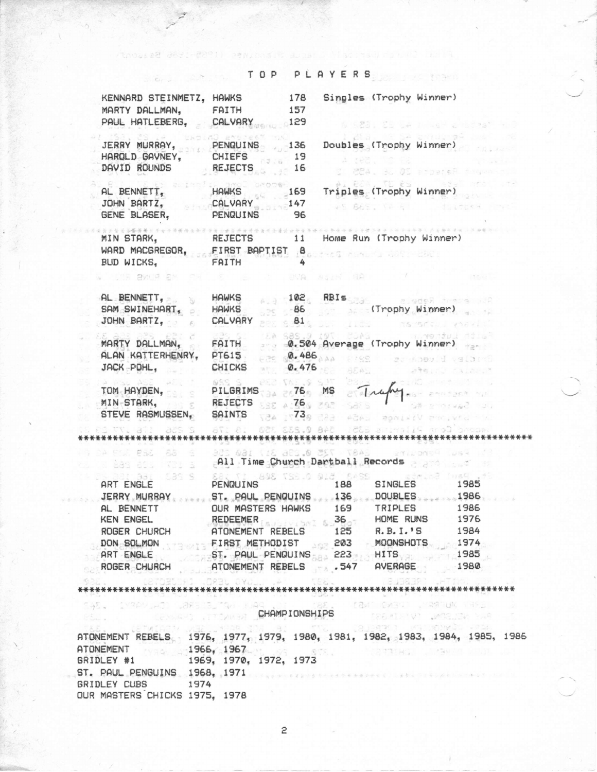# TOP PLAYERS

| | | | |
|---|---|---|---|
| KENNARD STEINMETZ, | HAWKS | 178 | Singles (Trophy Winner) |
| MARTY DALLMAN, | FAITH | 157 | |
| PAUL HATLEBERG, | CALVARY | 129 | |
| JERRY MURRAY, | PENQUINS | 136 | Doubles (Trophy Winner) |
| HAROLD GAVNEY, | CHIEFS | 19 | |
| DAVID ROUNDS | REJECTS | 16 | |
| AL BENNETT, | HAWKS | 169 | Triples (Trophy Winner) |
| JOHN BARTZ, | CALVARY | 147 | |
| GENE BLASER, | PENQUINS | 96 | |
| MIN STARK, | REJECTS | 11 | Home Run (Trophy Winner) |
| WARD MACGREGOR, | FIRST BAPTIST | 8 | |
| BUD WICKS, | FAITH | 4 | |
| AL BENNETT, | HAWKS | 102 | RBIs |
| SAM SWINEHART, | HAWKS | 86 | (Trophy Winner) |
| JOHN BARTZ, | CALVARY | 81 | |
| MARTY DALLMAN, | FAITH | 0.504 | Average (Trophy Winner) |
| ALAN KATTERHENRY, | PT615 | 0.486 | |
| JACK POHL, | CHICKS | 0.476 | |
| TOM HAYDEN, | PILGRIMS | 76 | MS Trophy. |
| MIN STARK, | REJECTS | 76 | |
| STEVE RASMUSSEN, | SAINTS | 73 | |

*******************************************************************************

## All Time Church Dartball Records

| | | | | |
|---|---|---|---|---|
| ART ENGLE | PENQUINS | 188 | SINGLES | 1985 |
| JERRY MURRAY | ST. PAUL PENQUINS | 136 | DOUBLES | 1986 |
| AL BENNETT | OUR MASTERS HAWKS | 169 | TRIPLES | 1986 |
| KEN ENGEL | REDEEMER | 36 | HOME RUNS | 1976 |
| ROGER CHURCH | ATONEMENT REBELS | 125 | R.B.I.'S | 1984 |
| DON SOLMON | FIRST METHODIST | 203 | MOONSHOTS | 1974 |
| ART ENGLE | ST. PAUL PENQUINS | 223 | HITS | 1985 |
| ROGER CHURCH | ATONEMENT REBELS | .547 | AVERAGE | 1980 |

*******************************************************************************

## CHAMPIONSHIPS

| | |
|---|---|
| ATONEMENT REBELS | 1976, 1977, 1979, 1980, 1981, 1982, 1983, 1984, 1985, 1986 |
| ATONEMENT | 1966, 1967 |
| GRIDLEY #1 | 1969, 1970, 1972, 1973 |
| ST. PAUL PENGUINS | 1968, 1971 |
| GRIDLEY CUBS | 1974 |
| OUR MASTERS CHICKS | 1975, 1978 |